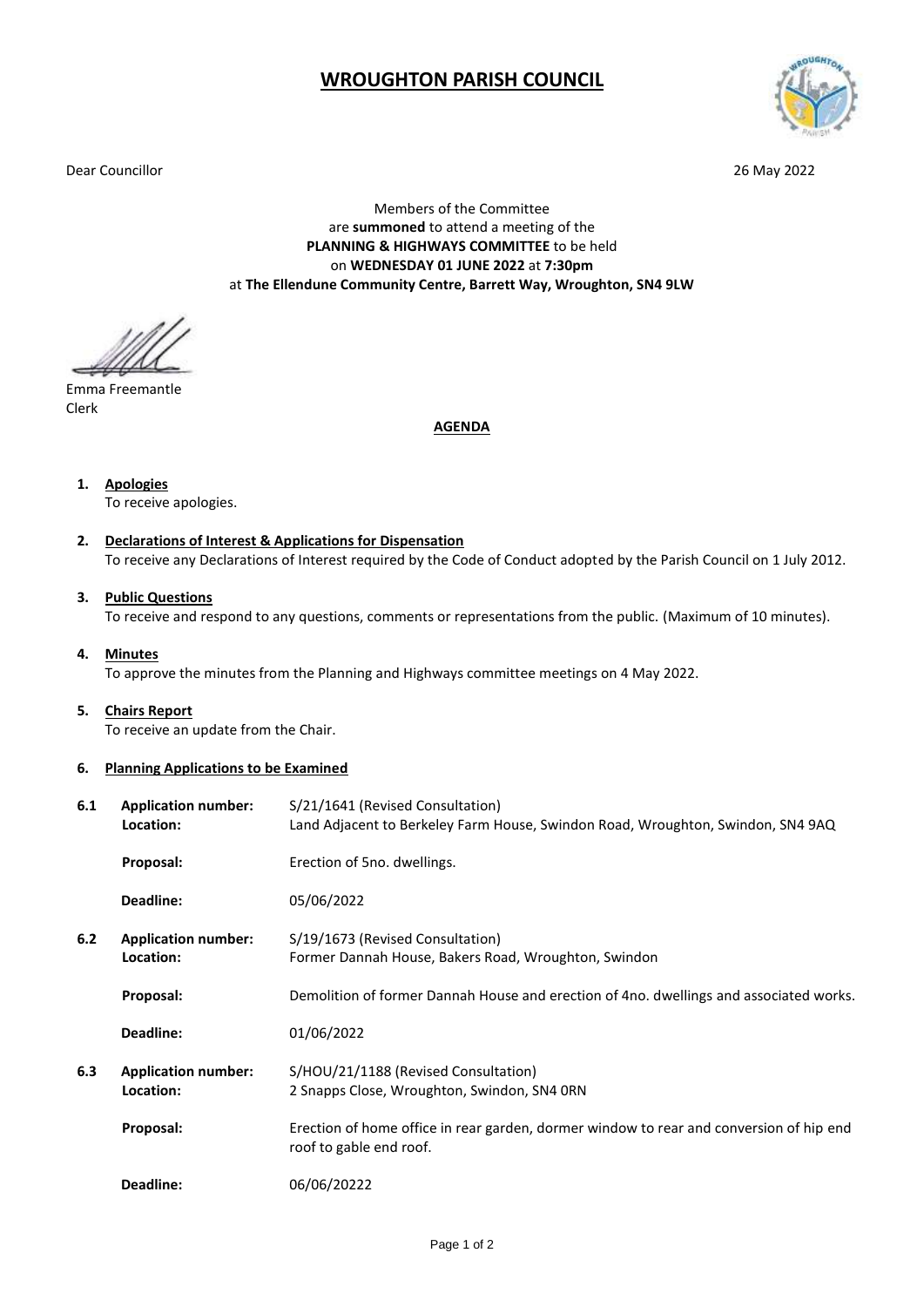# WROUGHTON PARISH COUNCIL

Dear Councillor

26 May 2022

Members of the Committee
are **summoned** to attend a meeting of the
**PLANNING & HIGHWAYS COMMITTEE** to be held
on **WEDNESDAY 01 JUNE 2022** at **7:30pm**
at **The Ellendune Community Centre, Barrett Way, Wroughton, SN4 9LW**

Emma Freemantle
Clerk

## AGENDA

1. **Apologies**
   To receive apologies.

2. **Declarations of Interest & Applications for Dispensation**
   To receive any Declarations of Interest required by the Code of Conduct adopted by the Parish Council on 1 July 2012.

3. **Public Questions**
   To receive and respond to any questions, comments or representations from the public. (Maximum of 10 minutes).

4. **Minutes**
   To approve the minutes from the Planning and Highways committee meetings on 4 May 2022.

5. **Chairs Report**
   To receive an update from the Chair.

6. **Planning Applications to be Examined**

**6.1**
- **Application number:** S/21/1641 (Revised Consultation)
- **Location:** Land Adjacent to Berkeley Farm House, Swindon Road, Wroughton, Swindon, SN4 9AQ
- **Proposal:** Erection of 5no. dwellings.
- **Deadline:** 05/06/2022

**6.2**
- **Application number:** S/19/1673 (Revised Consultation)
- **Location:** Former Dannah House, Bakers Road, Wroughton, Swindon
- **Proposal:** Demolition of former Dannah House and erection of 4no. dwellings and associated works.
- **Deadline:** 01/06/2022

**6.3**
- **Application number:** S/HOU/21/1188 (Revised Consultation)
- **Location:** 2 Snapps Close, Wroughton, Swindon, SN4 0RN
- **Proposal:** Erection of home office in rear garden, dormer window to rear and conversion of hip end roof to gable end roof.
- **Deadline:** 06/06/20222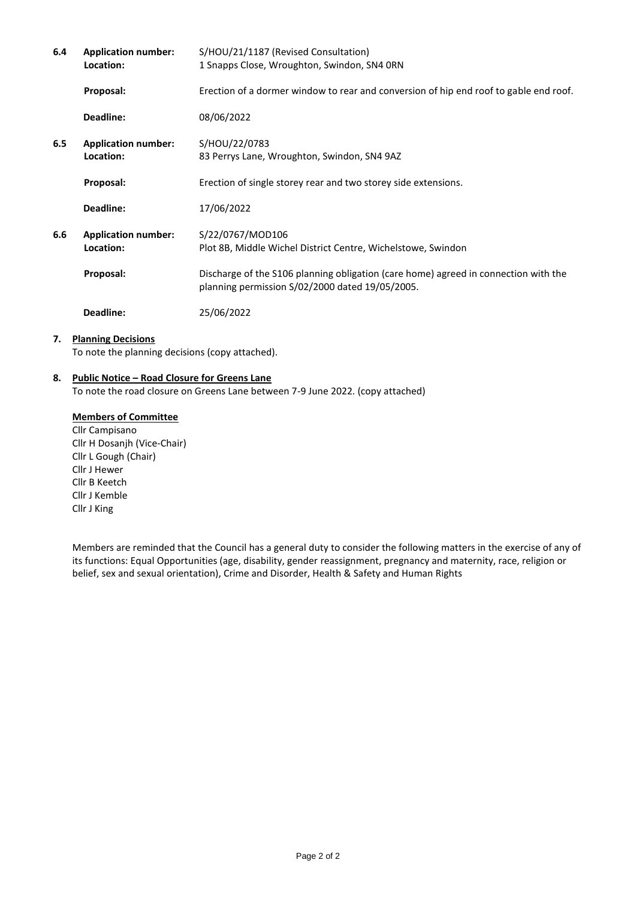**6.4** **Application number:** S/HOU/21/1187 (Revised Consultation)
**Location:** 1 Snapps Close, Wroughton, Swindon, SN4 0RN

**Proposal:** Erection of a dormer window to rear and conversion of hip end roof to gable end roof.

**Deadline:** 08/06/2022

**6.5** **Application number:** S/HOU/22/0783
**Location:** 83 Perrys Lane, Wroughton, Swindon, SN4 9AZ

**Proposal:** Erection of single storey rear and two storey side extensions.

**Deadline:** 17/06/2022

**6.6** **Application number:** S/22/0767/MOD106
**Location:** Plot 8B, Middle Wichel District Centre, Wichelstowe, Swindon

**Proposal:** Discharge of the S106 planning obligation (care home) agreed in connection with the planning permission S/02/2000 dated 19/05/2005.

**Deadline:** 25/06/2022

**7. Planning Decisions**
To note the planning decisions (copy attached).

**8. Public Notice – Road Closure for Greens Lane**
To note the road closure on Greens Lane between 7-9 June 2022. (copy attached)

**Members of Committee**
Cllr Campisano
Cllr H Dosanjh (Vice-Chair)
Cllr L Gough (Chair)
Cllr J Hewer
Cllr B Keetch
Cllr J Kemble
Cllr J King

Members are reminded that the Council has a general duty to consider the following matters in the exercise of any of its functions: Equal Opportunities (age, disability, gender reassignment, pregnancy and maternity, race, religion or belief, sex and sexual orientation), Crime and Disorder, Health & Safety and Human Rights